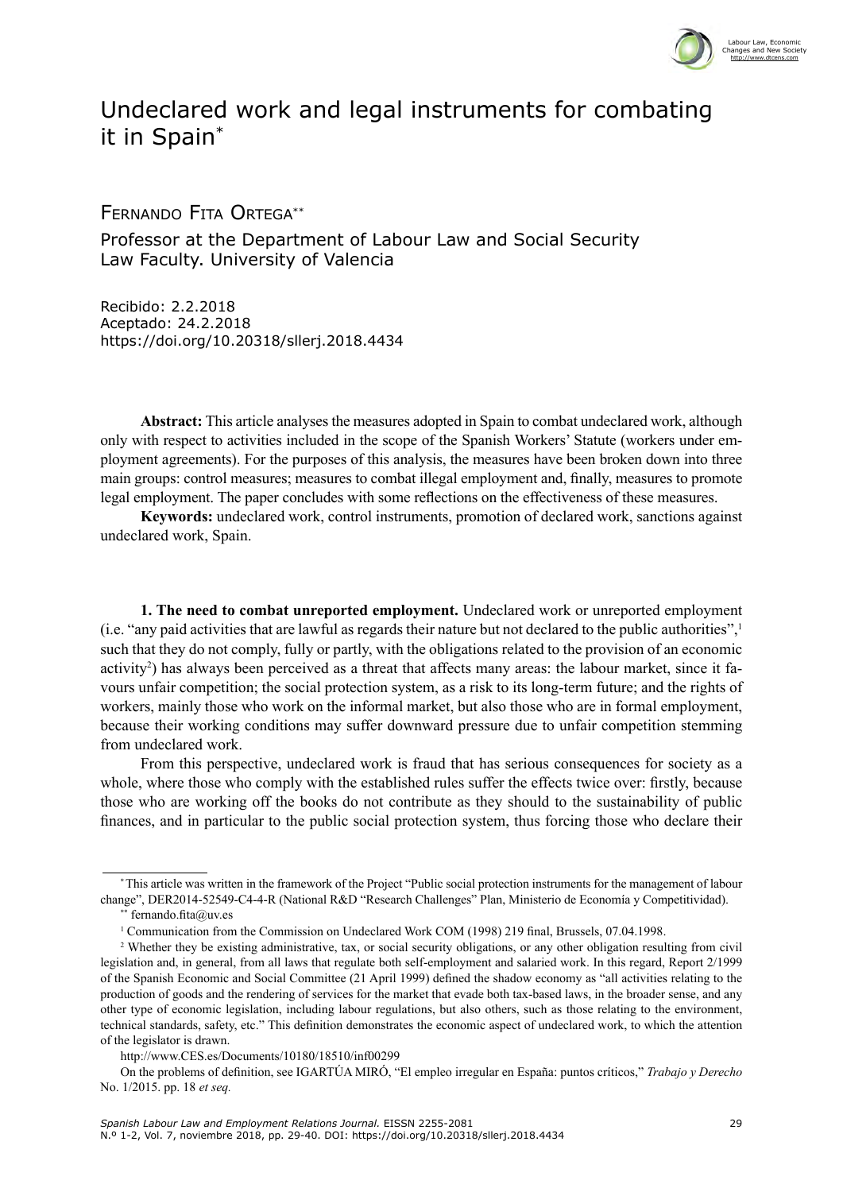# Undeclared work and legal instruments for combating it in Spain*

Fernando Fita Ortega**

Professor at the Department of Labour Law and Social Security
Law Faculty. University of Valencia

Recibido: 2.2.2018
Aceptado: 24.2.2018
https://doi.org/10.20318/sllerj.2018.4434

**Abstract:** This article analyses the measures adopted in Spain to combat undeclared work, although only with respect to activities included in the scope of the Spanish Workers' Statute (workers under employment agreements). For the purposes of this analysis, the measures have been broken down into three main groups: control measures; measures to combat illegal employment and, finally, measures to promote legal employment. The paper concludes with some reflections on the effectiveness of these measures.

**Keywords:** undeclared work, control instruments, promotion of declared work, sanctions against undeclared work, Spain.

**1. The need to combat unreported employment.** Undeclared work or unreported employment (i.e. "any paid activities that are lawful as regards their nature but not declared to the public authorities",[1] such that they do not comply, fully or partly, with the obligations related to the provision of an economic activity[2]) has always been perceived as a threat that affects many areas: the labour market, since it favours unfair competition; the social protection system, as a risk to its long-term future; and the rights of workers, mainly those who work on the informal market, but also those who are in formal employment, because their working conditions may suffer downward pressure due to unfair competition stemming from undeclared work.

From this perspective, undeclared work is fraud that has serious consequences for society as a whole, where those who comply with the established rules suffer the effects twice over: firstly, because those who are working off the books do not contribute as they should to the sustainability of public finances, and in particular to the public social protection system, thus forcing those who declare their

---

* This article was written in the framework of the Project "Public social protection instruments for the management of labour change", DER2014-52549-C4-4-R (National R&D "Research Challenges" Plan, Ministerio de Economía y Competitividad).

** fernando.fita@uv.es

[1] Communication from the Commission on Undeclared Work COM (1998) 219 final, Brussels, 07.04.1998.

[2] Whether they be existing administrative, tax, or social security obligations, or any other obligation resulting from civil legislation and, in general, from all laws that regulate both self-employment and salaried work. In this regard, Report 2/1999 of the Spanish Economic and Social Committee (21 April 1999) defined the shadow economy as "all activities relating to the production of goods and the rendering of services for the market that evade both tax-based laws, in the broader sense, and any other type of economic legislation, including labour regulations, but also others, such as those relating to the environment, technical standards, safety, etc." This definition demonstrates the economic aspect of undeclared work, to which the attention of the legislator is drawn.

http://www.CES.es/Documents/10180/18510/inf00299

On the problems of definition, see IGARTÚA MIRÓ, "El empleo irregular en España: puntos críticos," *Trabajo y Derecho* No. 1/2015. pp. 18 *et seq.*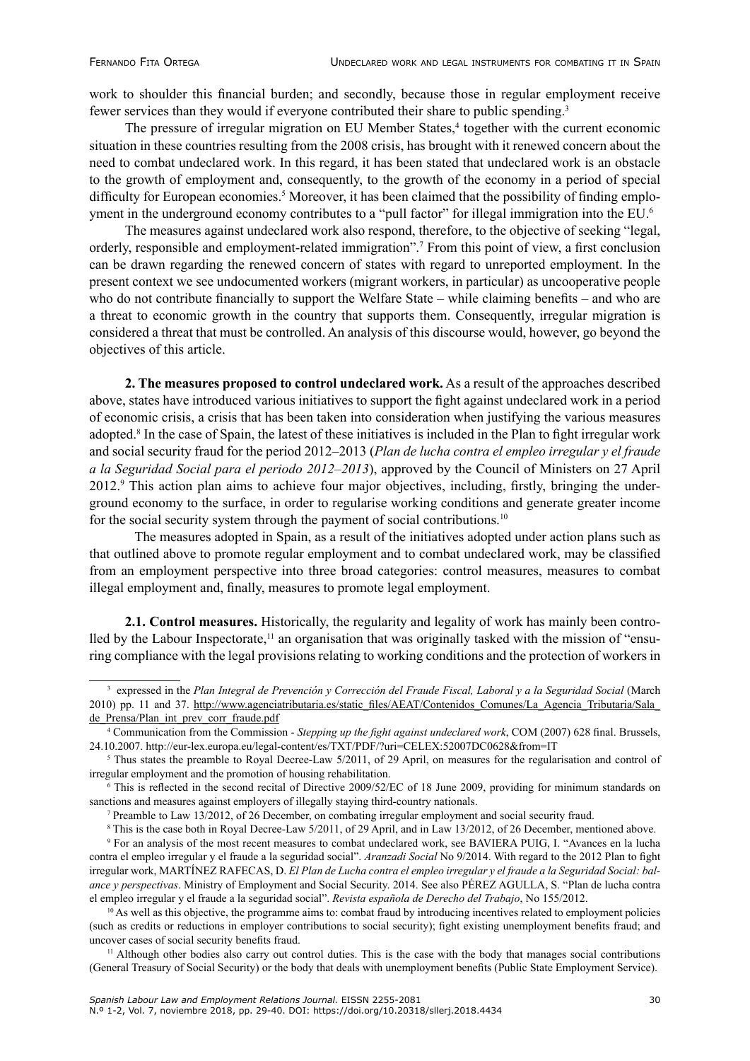work to shoulder this financial burden; and secondly, because those in regular employment receive fewer services than they would if everyone contributed their share to public spending.[3]

The pressure of irregular migration on EU Member States,[4] together with the current economic situation in these countries resulting from the 2008 crisis, has brought with it renewed concern about the need to combat undeclared work. In this regard, it has been stated that undeclared work is an obstacle to the growth of employment and, consequently, to the growth of the economy in a period of special difficulty for European economies.[5] Moreover, it has been claimed that the possibility of finding employment in the underground economy contributes to a "pull factor" for illegal immigration into the EU.[6]

The measures against undeclared work also respond, therefore, to the objective of seeking "legal, orderly, responsible and employment-related immigration".[7] From this point of view, a first conclusion can be drawn regarding the renewed concern of states with regard to unreported employment. In the present context we see undocumented workers (migrant workers, in particular) as uncooperative people who do not contribute financially to support the Welfare State – while claiming benefits – and who are a threat to economic growth in the country that supports them. Consequently, irregular migration is considered a threat that must be controlled. An analysis of this discourse would, however, go beyond the objectives of this article.

**2. The measures proposed to control undeclared work.** As a result of the approaches described above, states have introduced various initiatives to support the fight against undeclared work in a period of economic crisis, a crisis that has been taken into consideration when justifying the various measures adopted.[8] In the case of Spain, the latest of these initiatives is included in the Plan to fight irregular work and social security fraud for the period 2012–2013 (*Plan de lucha contra el empleo irregular y el fraude a la Seguridad Social para el periodo 2012–2013*), approved by the Council of Ministers on 27 April 2012.[9] This action plan aims to achieve four major objectives, including, firstly, bringing the underground economy to the surface, in order to regularise working conditions and generate greater income for the social security system through the payment of social contributions.[10]

The measures adopted in Spain, as a result of the initiatives adopted under action plans such as that outlined above to promote regular employment and to combat undeclared work, may be classified from an employment perspective into three broad categories: control measures, measures to combat illegal employment and, finally, measures to promote legal employment.

**2.1. Control measures.** Historically, the regularity and legality of work has mainly been controlled by the Labour Inspectorate,[11] an organisation that was originally tasked with the mission of "ensuring compliance with the legal provisions relating to working conditions and the protection of workers in

---

[3] expressed in the *Plan Integral de Prevención y Corrección del Fraude Fiscal, Laboral y a la Seguridad Social* (March 2010) pp. 11 and 37. http://www.agenciatributaria.es/static_files/AEAT/Contenidos_Comunes/La_Agencia_Tributaria/Sala_de_Prensa/Plan_int_prev_corr_fraude.pdf

[4] Communication from the Commission - *Stepping up the fight against undeclared work*, COM (2007) 628 final. Brussels, 24.10.2007. http://eur-lex.europa.eu/legal-content/es/TXT/PDF/?uri=CELEX:52007DC0628&from=IT

[5] Thus states the preamble to Royal Decree-Law 5/2011, of 29 April, on measures for the regularisation and control of irregular employment and the promotion of housing rehabilitation.

[6] This is reflected in the second recital of Directive 2009/52/EC of 18 June 2009, providing for minimum standards on sanctions and measures against employers of illegally staying third-country nationals.

[7] Preamble to Law 13/2012, of 26 December, on combating irregular employment and social security fraud.

[8] This is the case both in Royal Decree-Law 5/2011, of 29 April, and in Law 13/2012, of 26 December, mentioned above.

[9] For an analysis of the most recent measures to combat undeclared work, see BAVIERA PUIG, I. "Avances en la lucha contra el empleo irregular y el fraude a la seguridad social". *Aranzadi Social* No 9/2014. With regard to the 2012 Plan to fight irregular work, MARTÍNEZ RAFECAS, D. *El Plan de Lucha contra el empleo irregular y el fraude a la Seguridad Social: balance y perspectivas*. Ministry of Employment and Social Security. 2014. See also PÉREZ AGULLA, S. "Plan de lucha contra el empleo irregular y el fraude a la seguridad social". *Revista española de Derecho del Trabajo*, No 155/2012.

[10] As well as this objective, the programme aims to: combat fraud by introducing incentives related to employment policies (such as credits or reductions in employer contributions to social security); fight existing unemployment benefits fraud; and uncover cases of social security benefits fraud.

[11] Although other bodies also carry out control duties. This is the case with the body that manages social contributions (General Treasury of Social Security) or the body that deals with unemployment benefits (Public State Employment Service).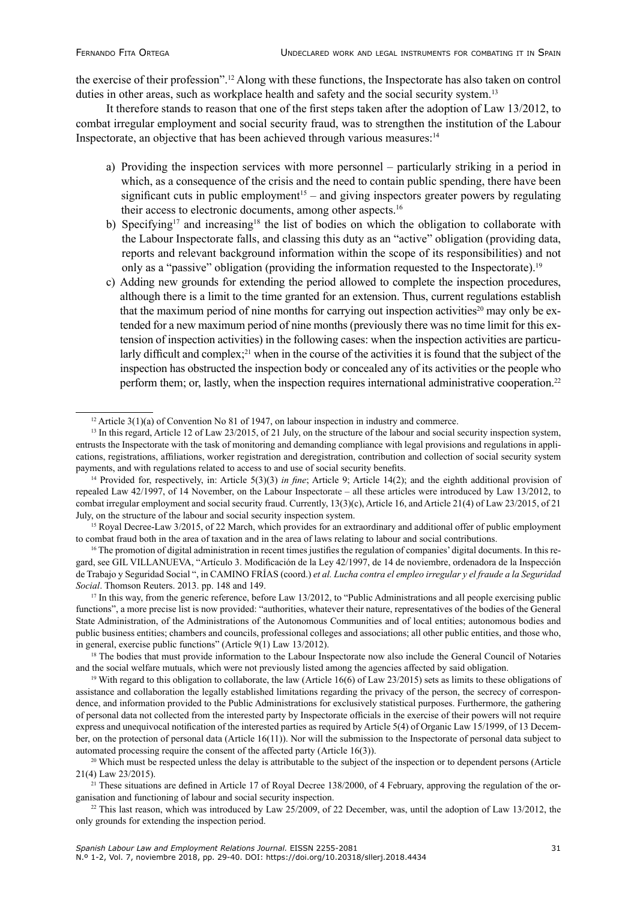the exercise of their profession".[12] Along with these functions, the Inspectorate has also taken on control duties in other areas, such as workplace health and safety and the social security system.[13]

It therefore stands to reason that one of the first steps taken after the adoption of Law 13/2012, to combat irregular employment and social security fraud, was to strengthen the institution of the Labour Inspectorate, an objective that has been achieved through various measures:[14]

a) Providing the inspection services with more personnel – particularly striking in a period in which, as a consequence of the crisis and the need to contain public spending, there have been significant cuts in public employment[15] – and giving inspectors greater powers by regulating their access to electronic documents, among other aspects.[16]
b) Specifying[17] and increasing[18] the list of bodies on which the obligation to collaborate with the Labour Inspectorate falls, and classing this duty as an "active" obligation (providing data, reports and relevant background information within the scope of its responsibilities) and not only as a "passive" obligation (providing the information requested to the Inspectorate).[19]
c) Adding new grounds for extending the period allowed to complete the inspection procedures, although there is a limit to the time granted for an extension. Thus, current regulations establish that the maximum period of nine months for carrying out inspection activities[20] may only be extended for a new maximum period of nine months (previously there was no time limit for this extension of inspection activities) in the following cases: when the inspection activities are particularly difficult and complex;[21] when in the course of the activities it is found that the subject of the inspection has obstructed the inspection body or concealed any of its activities or the people who perform them; or, lastly, when the inspection requires international administrative cooperation.[22]

---

[12] Article 3(1)(a) of Convention No 81 of 1947, on labour inspection in industry and commerce.

[13] In this regard, Article 12 of Law 23/2015, of 21 July, on the structure of the labour and social security inspection system, entrusts the Inspectorate with the task of monitoring and demanding compliance with legal provisions and regulations in applications, registrations, affiliations, worker registration and deregistration, contribution and collection of social security system payments, and with regulations related to access to and use of social security benefits.

[14] Provided for, respectively, in: Article 5(3)(3) *in fine*; Article 9; Article 14(2); and the eighth additional provision of repealed Law 42/1997, of 14 November, on the Labour Inspectorate – all these articles were introduced by Law 13/2012, to combat irregular employment and social security fraud. Currently, 13(3)(c), Article 16, and Article 21(4) of Law 23/2015, of 21 July, on the structure of the labour and social security inspection system.

[15] Royal Decree-Law 3/2015, of 22 March, which provides for an extraordinary and additional offer of public employment to combat fraud both in the area of taxation and in the area of laws relating to labour and social contributions.

[16] The promotion of digital administration in recent times justifies the regulation of companies' digital documents. In this regard, see GIL VILLANUEVA, "Artículo 3. Modificación de la Ley 42/1997, de 14 de noviembre, ordenadora de la Inspección de Trabajo y Seguridad Social ", in CAMINO FRÍAS (coord.) *et al. Lucha contra el empleo irregular y el fraude a la Seguridad Social*. Thomson Reuters. 2013. pp. 148 and 149.

[17] In this way, from the generic reference, before Law 13/2012, to "Public Administrations and all people exercising public functions", a more precise list is now provided: "authorities, whatever their nature, representatives of the bodies of the General State Administration, of the Administrations of the Autonomous Communities and of local entities; autonomous bodies and public business entities; chambers and councils, professional colleges and associations; all other public entities, and those who, in general, exercise public functions" (Article 9(1) Law 13/2012).

[18] The bodies that must provide information to the Labour Inspectorate now also include the General Council of Notaries and the social welfare mutuals, which were not previously listed among the agencies affected by said obligation.

[19] With regard to this obligation to collaborate, the law (Article 16(6) of Law 23/2015) sets as limits to these obligations of assistance and collaboration the legally established limitations regarding the privacy of the person, the secrecy of correspondence, and information provided to the Public Administrations for exclusively statistical purposes. Furthermore, the gathering of personal data not collected from the interested party by Inspectorate officials in the exercise of their powers will not require express and unequivocal notification of the interested parties as required by Article 5(4) of Organic Law 15/1999, of 13 December, on the protection of personal data (Article 16(11)). Nor will the submission to the Inspectorate of personal data subject to automated processing require the consent of the affected party (Article 16(3)).

[20] Which must be respected unless the delay is attributable to the subject of the inspection or to dependent persons (Article 21(4) Law 23/2015).

[21] These situations are defined in Article 17 of Royal Decree 138/2000, of 4 February, approving the regulation of the organisation and functioning of labour and social security inspection.

[22] This last reason, which was introduced by Law 25/2009, of 22 December, was, until the adoption of Law 13/2012, the only grounds for extending the inspection period.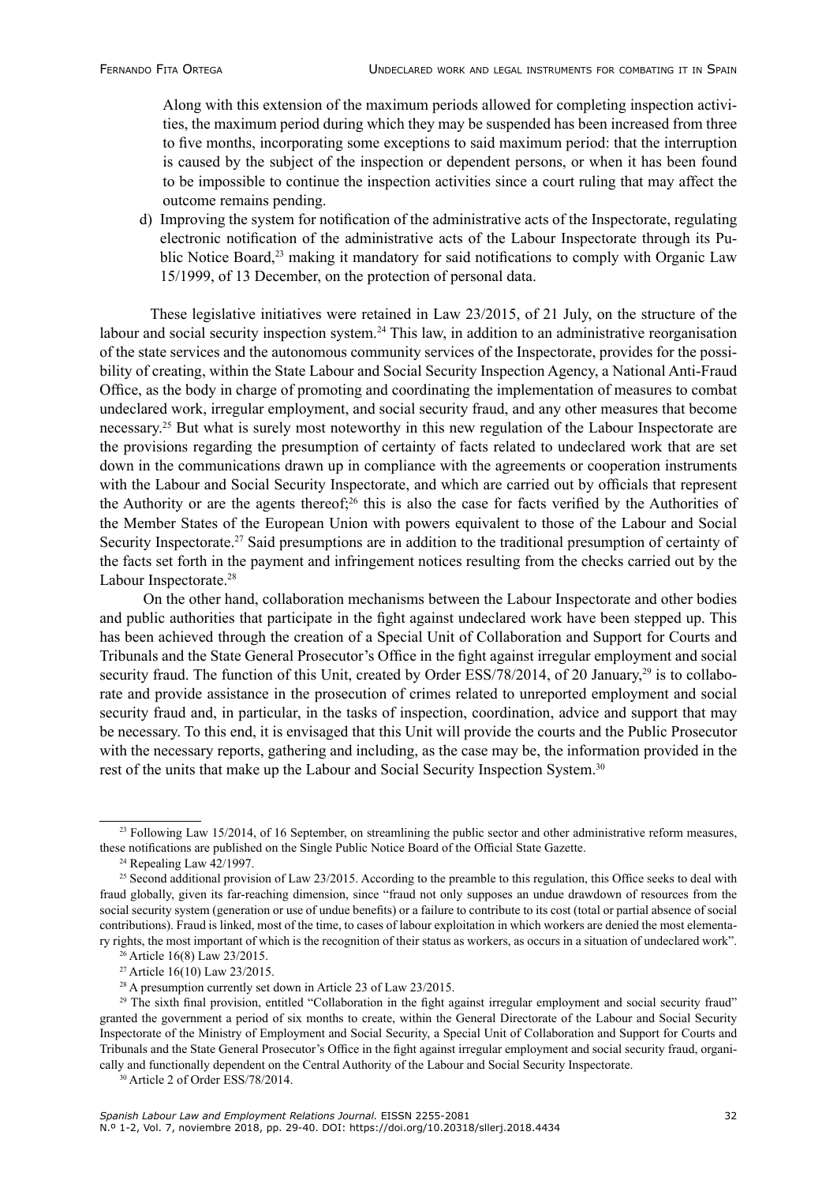Along with this extension of the maximum periods allowed for completing inspection activities, the maximum period during which they may be suspended has been increased from three to five months, incorporating some exceptions to said maximum period: that the interruption is caused by the subject of the inspection or dependent persons, or when it has been found to be impossible to continue the inspection activities since a court ruling that may affect the outcome remains pending.

d) Improving the system for notification of the administrative acts of the Inspectorate, regulating electronic notification of the administrative acts of the Labour Inspectorate through its Public Notice Board,[23] making it mandatory for said notifications to comply with Organic Law 15/1999, of 13 December, on the protection of personal data.

These legislative initiatives were retained in Law 23/2015, of 21 July, on the structure of the labour and social security inspection system.[24] This law, in addition to an administrative reorganisation of the state services and the autonomous community services of the Inspectorate, provides for the possibility of creating, within the State Labour and Social Security Inspection Agency, a National Anti-Fraud Office, as the body in charge of promoting and coordinating the implementation of measures to combat undeclared work, irregular employment, and social security fraud, and any other measures that become necessary.[25] But what is surely most noteworthy in this new regulation of the Labour Inspectorate are the provisions regarding the presumption of certainty of facts related to undeclared work that are set down in the communications drawn up in compliance with the agreements or cooperation instruments with the Labour and Social Security Inspectorate, and which are carried out by officials that represent the Authority or are the agents thereof;[26] this is also the case for facts verified by the Authorities of the Member States of the European Union with powers equivalent to those of the Labour and Social Security Inspectorate.[27] Said presumptions are in addition to the traditional presumption of certainty of the facts set forth in the payment and infringement notices resulting from the checks carried out by the Labour Inspectorate.[28]

On the other hand, collaboration mechanisms between the Labour Inspectorate and other bodies and public authorities that participate in the fight against undeclared work have been stepped up. This has been achieved through the creation of a Special Unit of Collaboration and Support for Courts and Tribunals and the State General Prosecutor's Office in the fight against irregular employment and social security fraud. The function of this Unit, created by Order ESS/78/2014, of 20 January,[29] is to collaborate and provide assistance in the prosecution of crimes related to unreported employment and social security fraud and, in particular, in the tasks of inspection, coordination, advice and support that may be necessary. To this end, it is envisaged that this Unit will provide the courts and the Public Prosecutor with the necessary reports, gathering and including, as the case may be, the information provided in the rest of the units that make up the Labour and Social Security Inspection System.[30]

---

[23] Following Law 15/2014, of 16 September, on streamlining the public sector and other administrative reform measures, these notifications are published on the Single Public Notice Board of the Official State Gazette.

[24] Repealing Law 42/1997.

[25] Second additional provision of Law 23/2015. According to the preamble to this regulation, this Office seeks to deal with fraud globally, given its far-reaching dimension, since "fraud not only supposes an undue drawdown of resources from the social security system (generation or use of undue benefits) or a failure to contribute to its cost (total or partial absence of social contributions). Fraud is linked, most of the time, to cases of labour exploitation in which workers are denied the most elementary rights, the most important of which is the recognition of their status as workers, as occurs in a situation of undeclared work".

[26] Article 16(8) Law 23/2015.

[27] Article 16(10) Law 23/2015.

[28] A presumption currently set down in Article 23 of Law 23/2015.

[29] The sixth final provision, entitled "Collaboration in the fight against irregular employment and social security fraud" granted the government a period of six months to create, within the General Directorate of the Labour and Social Security Inspectorate of the Ministry of Employment and Social Security, a Special Unit of Collaboration and Support for Courts and Tribunals and the State General Prosecutor's Office in the fight against irregular employment and social security fraud, organically and functionally dependent on the Central Authority of the Labour and Social Security Inspectorate.

[30] Article 2 of Order ESS/78/2014.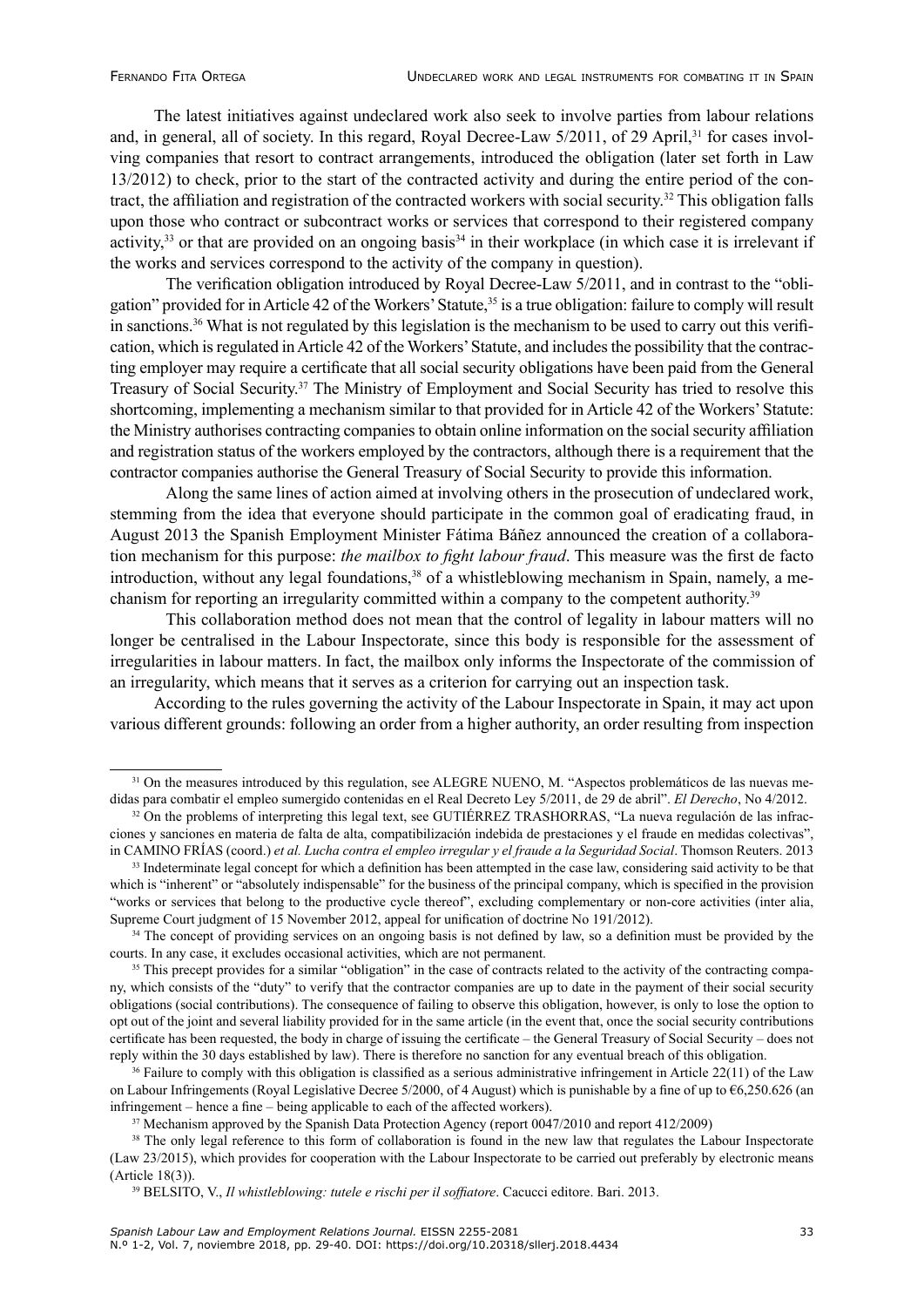The latest initiatives against undeclared work also seek to involve parties from labour relations and, in general, all of society. In this regard, Royal Decree-Law 5/2011, of 29 April,[31] for cases involving companies that resort to contract arrangements, introduced the obligation (later set forth in Law 13/2012) to check, prior to the start of the contracted activity and during the entire period of the contract, the affiliation and registration of the contracted workers with social security.[32] This obligation falls upon those who contract or subcontract works or services that correspond to their registered company activity,[33] or that are provided on an ongoing basis[34] in their workplace (in which case it is irrelevant if the works and services correspond to the activity of the company in question).

The verification obligation introduced by Royal Decree-Law 5/2011, and in contrast to the "obligation" provided for in Article 42 of the Workers' Statute,[35] is a true obligation: failure to comply will result in sanctions.[36] What is not regulated by this legislation is the mechanism to be used to carry out this verification, which is regulated in Article 42 of the Workers' Statute, and includes the possibility that the contracting employer may require a certificate that all social security obligations have been paid from the General Treasury of Social Security.[37] The Ministry of Employment and Social Security has tried to resolve this shortcoming, implementing a mechanism similar to that provided for in Article 42 of the Workers' Statute: the Ministry authorises contracting companies to obtain online information on the social security affiliation and registration status of the workers employed by the contractors, although there is a requirement that the contractor companies authorise the General Treasury of Social Security to provide this information.

Along the same lines of action aimed at involving others in the prosecution of undeclared work, stemming from the idea that everyone should participate in the common goal of eradicating fraud, in August 2013 the Spanish Employment Minister Fátima Báñez announced the creation of a collaboration mechanism for this purpose: *the mailbox to fight labour fraud*. This measure was the first de facto introduction, without any legal foundations,[38] of a whistleblowing mechanism in Spain, namely, a mechanism for reporting an irregularity committed within a company to the competent authority.[39]

This collaboration method does not mean that the control of legality in labour matters will no longer be centralised in the Labour Inspectorate, since this body is responsible for the assessment of irregularities in labour matters. In fact, the mailbox only informs the Inspectorate of the commission of an irregularity, which means that it serves as a criterion for carrying out an inspection task.

According to the rules governing the activity of the Labour Inspectorate in Spain, it may act upon various different grounds: following an order from a higher authority, an order resulting from inspection

---

[31] On the measures introduced by this regulation, see ALEGRE NUENO, M. "Aspectos problemáticos de las nuevas medidas para combatir el empleo sumergido contenidas en el Real Decreto Ley 5/2011, de 29 de abril". *El Derecho*, No 4/2012.

[32] On the problems of interpreting this legal text, see GUTIÉRREZ TRASHORRAS, "La nueva regulación de las infracciones y sanciones en materia de falta de alta, compatibilización indebida de prestaciones y el fraude en medidas colectivas", in CAMINO FRÍAS (coord.) *et al. Lucha contra el empleo irregular y el fraude a la Seguridad Social*. Thomson Reuters. 2013

[33] Indeterminate legal concept for which a definition has been attempted in the case law, considering said activity to be that which is "inherent" or "absolutely indispensable" for the business of the principal company, which is specified in the provision "works or services that belong to the productive cycle thereof", excluding complementary or non-core activities (inter alia, Supreme Court judgment of 15 November 2012, appeal for unification of doctrine No 191/2012).

[34] The concept of providing services on an ongoing basis is not defined by law, so a definition must be provided by the courts. In any case, it excludes occasional activities, which are not permanent.

[35] This precept provides for a similar "obligation" in the case of contracts related to the activity of the contracting company, which consists of the "duty" to verify that the contractor companies are up to date in the payment of their social security obligations (social contributions). The consequence of failing to observe this obligation, however, is only to lose the option to opt out of the joint and several liability provided for in the same article (in the event that, once the social security contributions certificate has been requested, the body in charge of issuing the certificate – the General Treasury of Social Security – does not reply within the 30 days established by law). There is therefore no sanction for any eventual breach of this obligation.

[36] Failure to comply with this obligation is classified as a serious administrative infringement in Article 22(11) of the Law on Labour Infringements (Royal Legislative Decree 5/2000, of 4 August) which is punishable by a fine of up to €6,250.626 (an infringement – hence a fine – being applicable to each of the affected workers).

[37] Mechanism approved by the Spanish Data Protection Agency (report 0047/2010 and report 412/2009)

[38] The only legal reference to this form of collaboration is found in the new law that regulates the Labour Inspectorate (Law 23/2015), which provides for cooperation with the Labour Inspectorate to be carried out preferably by electronic means (Article 18(3)).

[39] BELSITO, V., *Il whistleblowing: tutele e rischi per il soffiatore*. Cacucci editore. Bari. 2013.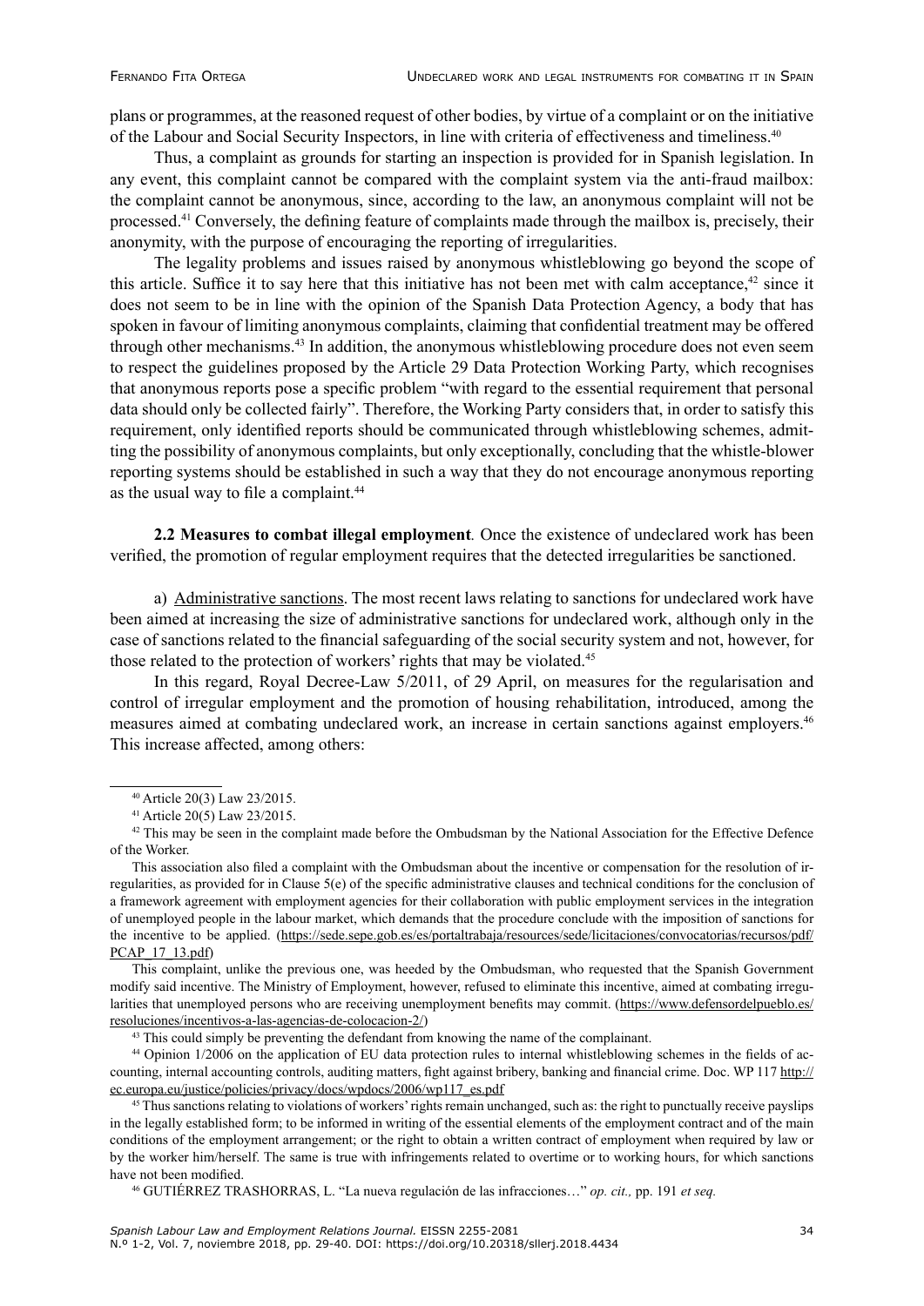plans or programmes, at the reasoned request of other bodies, by virtue of a complaint or on the initiative of the Labour and Social Security Inspectors, in line with criteria of effectiveness and timeliness.[40]

Thus, a complaint as grounds for starting an inspection is provided for in Spanish legislation. In any event, this complaint cannot be compared with the complaint system via the anti-fraud mailbox: the complaint cannot be anonymous, since, according to the law, an anonymous complaint will not be processed.[41] Conversely, the defining feature of complaints made through the mailbox is, precisely, their anonymity, with the purpose of encouraging the reporting of irregularities.

The legality problems and issues raised by anonymous whistleblowing go beyond the scope of this article. Suffice it to say here that this initiative has not been met with calm acceptance,[42] since it does not seem to be in line with the opinion of the Spanish Data Protection Agency, a body that has spoken in favour of limiting anonymous complaints, claiming that confidential treatment may be offered through other mechanisms.[43] In addition, the anonymous whistleblowing procedure does not even seem to respect the guidelines proposed by the Article 29 Data Protection Working Party, which recognises that anonymous reports pose a specific problem "with regard to the essential requirement that personal data should only be collected fairly". Therefore, the Working Party considers that, in order to satisfy this requirement, only identified reports should be communicated through whistleblowing schemes, admitting the possibility of anonymous complaints, but only exceptionally, concluding that the whistle-blower reporting systems should be established in such a way that they do not encourage anonymous reporting as the usual way to file a complaint.[44]

**2.2 Measures to combat illegal employment***.* Once the existence of undeclared work has been verified, the promotion of regular employment requires that the detected irregularities be sanctioned.

a) Administrative sanctions. The most recent laws relating to sanctions for undeclared work have been aimed at increasing the size of administrative sanctions for undeclared work, although only in the case of sanctions related to the financial safeguarding of the social security system and not, however, for those related to the protection of workers' rights that may be violated.[45]

In this regard, Royal Decree-Law 5/2011, of 29 April, on measures for the regularisation and control of irregular employment and the promotion of housing rehabilitation, introduced, among the measures aimed at combating undeclared work, an increase in certain sanctions against employers.[46] This increase affected, among others:

---

[40] Article 20(3) Law 23/2015.

[41] Article 20(5) Law 23/2015.

[42] This may be seen in the complaint made before the Ombudsman by the National Association for the Effective Defence of the Worker.

This association also filed a complaint with the Ombudsman about the incentive or compensation for the resolution of irregularities, as provided for in Clause 5(e) of the specific administrative clauses and technical conditions for the conclusion of a framework agreement with employment agencies for their collaboration with public employment services in the integration of unemployed people in the labour market, which demands that the procedure conclude with the imposition of sanctions for the incentive to be applied. (https://sede.sepe.gob.es/es/portaltrabaja/resources/sede/licitaciones/convocatorias/recursos/pdf/PCAP_17_13.pdf)

This complaint, unlike the previous one, was heeded by the Ombudsman, who requested that the Spanish Government modify said incentive. The Ministry of Employment, however, refused to eliminate this incentive, aimed at combating irregularities that unemployed persons who are receiving unemployment benefits may commit. (https://www.defensordelpueblo.es/resoluciones/incentivos-a-las-agencias-de-colocacion-2/)

[43] This could simply be preventing the defendant from knowing the name of the complainant.

[44] Opinion 1/2006 on the application of EU data protection rules to internal whistleblowing schemes in the fields of accounting, internal accounting controls, auditing matters, fight against bribery, banking and financial crime. Doc. WP 117 http://ec.europa.eu/justice/policies/privacy/docs/wpdocs/2006/wp117_es.pdf

[45] Thus sanctions relating to violations of workers' rights remain unchanged, such as: the right to punctually receive payslips in the legally established form; to be informed in writing of the essential elements of the employment contract and of the main conditions of the employment arrangement; or the right to obtain a written contract of employment when required by law or by the worker him/herself. The same is true with infringements related to overtime or to working hours, for which sanctions have not been modified.

[46] GUTIÉRREZ TRASHORRAS, L. "La nueva regulación de las infracciones…" *op. cit.,* pp. 191 *et seq.*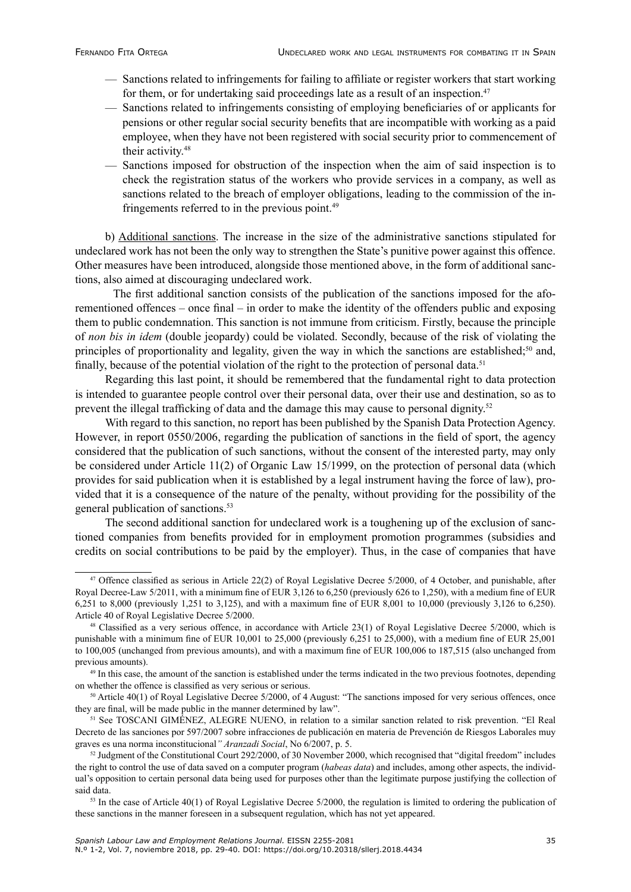- Sanctions related to infringements for failing to affiliate or register workers that start working for them, or for undertaking said proceedings late as a result of an inspection.[47]
- Sanctions related to infringements consisting of employing beneficiaries of or applicants for pensions or other regular social security benefits that are incompatible with working as a paid employee, when they have not been registered with social security prior to commencement of their activity.[48]
- Sanctions imposed for obstruction of the inspection when the aim of said inspection is to check the registration status of the workers who provide services in a company, as well as sanctions related to the breach of employer obligations, leading to the commission of the infringements referred to in the previous point.[49]

b) Additional sanctions. The increase in the size of the administrative sanctions stipulated for undeclared work has not been the only way to strengthen the State's punitive power against this offence. Other measures have been introduced, alongside those mentioned above, in the form of additional sanctions, also aimed at discouraging undeclared work.

The first additional sanction consists of the publication of the sanctions imposed for the aforementioned offences – once final – in order to make the identity of the offenders public and exposing them to public condemnation. This sanction is not immune from criticism. Firstly, because the principle of *non bis in idem* (double jeopardy) could be violated. Secondly, because of the risk of violating the principles of proportionality and legality, given the way in which the sanctions are established;[50] and, finally, because of the potential violation of the right to the protection of personal data.[51]

Regarding this last point, it should be remembered that the fundamental right to data protection is intended to guarantee people control over their personal data, over their use and destination, so as to prevent the illegal trafficking of data and the damage this may cause to personal dignity.[52]

With regard to this sanction, no report has been published by the Spanish Data Protection Agency. However, in report 0550/2006, regarding the publication of sanctions in the field of sport, the agency considered that the publication of such sanctions, without the consent of the interested party, may only be considered under Article 11(2) of Organic Law 15/1999, on the protection of personal data (which provides for said publication when it is established by a legal instrument having the force of law), provided that it is a consequence of the nature of the penalty, without providing for the possibility of the general publication of sanctions.[53]

The second additional sanction for undeclared work is a toughening up of the exclusion of sanctioned companies from benefits provided for in employment promotion programmes (subsidies and credits on social contributions to be paid by the employer). Thus, in the case of companies that have

---

[47] Offence classified as serious in Article 22(2) of Royal Legislative Decree 5/2000, of 4 October, and punishable, after Royal Decree-Law 5/2011, with a minimum fine of EUR 3,126 to 6,250 (previously 626 to 1,250), with a medium fine of EUR 6,251 to 8,000 (previously 1,251 to 3,125), and with a maximum fine of EUR 8,001 to 10,000 (previously 3,126 to 6,250). Article 40 of Royal Legislative Decree 5/2000.

[48] Classified as a very serious offence, in accordance with Article 23(1) of Royal Legislative Decree 5/2000, which is punishable with a minimum fine of EUR 10,001 to 25,000 (previously 6,251 to 25,000), with a medium fine of EUR 25,001 to 100,005 (unchanged from previous amounts), and with a maximum fine of EUR 100,006 to 187,515 (also unchanged from previous amounts).

[49] In this case, the amount of the sanction is established under the terms indicated in the two previous footnotes, depending on whether the offence is classified as very serious or serious.

[50] Article 40(1) of Royal Legislative Decree 5/2000, of 4 August: "The sanctions imposed for very serious offences, once they are final, will be made public in the manner determined by law".

[51] See TOSCANI GIMÉNEZ, ALEGRE NUENO, in relation to a similar sanction related to risk prevention. "El Real Decreto de las sanciones por 597/2007 sobre infracciones de publicación en materia de Prevención de Riesgos Laborales muy graves es una norma inconstitucional*" Aranzadi Social*, No 6/2007, p. 5.

[52] Judgment of the Constitutional Court 292/2000, of 30 November 2000, which recognised that "digital freedom" includes the right to control the use of data saved on a computer program (*habeas data*) and includes, among other aspects, the individual's opposition to certain personal data being used for purposes other than the legitimate purpose justifying the collection of said data.

[53] In the case of Article 40(1) of Royal Legislative Decree 5/2000, the regulation is limited to ordering the publication of these sanctions in the manner foreseen in a subsequent regulation, which has not yet appeared.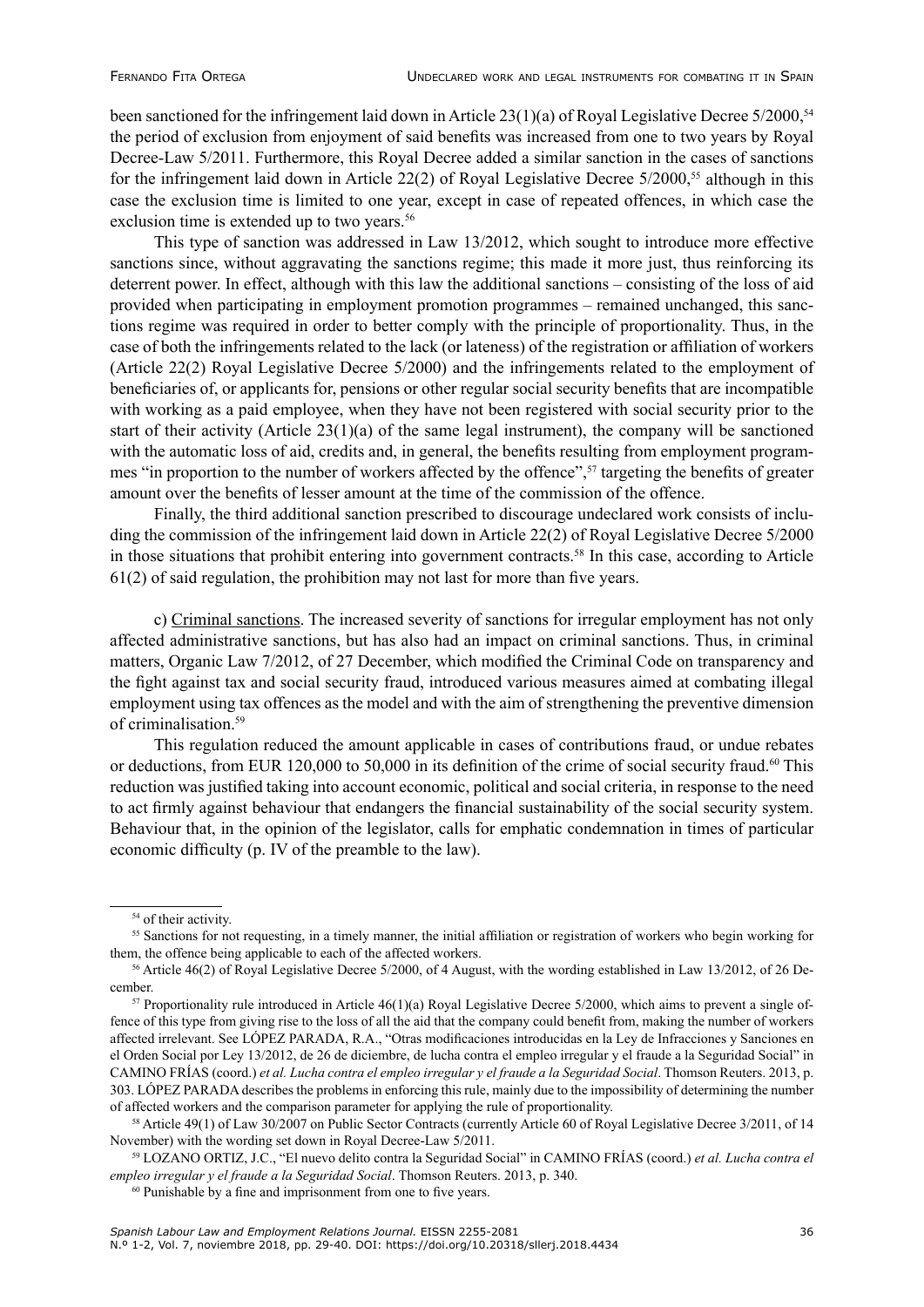been sanctioned for the infringement laid down in Article 23(1)(a) of Royal Legislative Decree 5/2000,[54] the period of exclusion from enjoyment of said benefits was increased from one to two years by Royal Decree-Law 5/2011. Furthermore, this Royal Decree added a similar sanction in the cases of sanctions for the infringement laid down in Article 22(2) of Royal Legislative Decree 5/2000,[55] although in this case the exclusion time is limited to one year, except in case of repeated offences, in which case the exclusion time is extended up to two years.[56]

This type of sanction was addressed in Law 13/2012, which sought to introduce more effective sanctions since, without aggravating the sanctions regime; this made it more just, thus reinforcing its deterrent power. In effect, although with this law the additional sanctions – consisting of the loss of aid provided when participating in employment promotion programmes – remained unchanged, this sanctions regime was required in order to better comply with the principle of proportionality. Thus, in the case of both the infringements related to the lack (or lateness) of the registration or affiliation of workers (Article 22(2) Royal Legislative Decree 5/2000) and the infringements related to the employment of beneficiaries of, or applicants for, pensions or other regular social security benefits that are incompatible with working as a paid employee, when they have not been registered with social security prior to the start of their activity (Article 23(1)(a) of the same legal instrument), the company will be sanctioned with the automatic loss of aid, credits and, in general, the benefits resulting from employment programmes "in proportion to the number of workers affected by the offence",[57] targeting the benefits of greater amount over the benefits of lesser amount at the time of the commission of the offence.

Finally, the third additional sanction prescribed to discourage undeclared work consists of including the commission of the infringement laid down in Article 22(2) of Royal Legislative Decree 5/2000 in those situations that prohibit entering into government contracts.[58] In this case, according to Article 61(2) of said regulation, the prohibition may not last for more than five years.

c) Criminal sanctions. The increased severity of sanctions for irregular employment has not only affected administrative sanctions, but has also had an impact on criminal sanctions. Thus, in criminal matters, Organic Law 7/2012, of 27 December, which modified the Criminal Code on transparency and the fight against tax and social security fraud, introduced various measures aimed at combating illegal employment using tax offences as the model and with the aim of strengthening the preventive dimension of criminalisation.[59]

This regulation reduced the amount applicable in cases of contributions fraud, or undue rebates or deductions, from EUR 120,000 to 50,000 in its definition of the crime of social security fraud.[60] This reduction was justified taking into account economic, political and social criteria, in response to the need to act firmly against behaviour that endangers the financial sustainability of the social security system. Behaviour that, in the opinion of the legislator, calls for emphatic condemnation in times of particular economic difficulty (p. IV of the preamble to the law).

---

[54] of their activity.

[55] Sanctions for not requesting, in a timely manner, the initial affiliation or registration of workers who begin working for them, the offence being applicable to each of the affected workers.

[56] Article 46(2) of Royal Legislative Decree 5/2000, of 4 August, with the wording established in Law 13/2012, of 26 December.

[57] Proportionality rule introduced in Article 46(1)(a) Royal Legislative Decree 5/2000, which aims to prevent a single offence of this type from giving rise to the loss of all the aid that the company could benefit from, making the number of workers affected irrelevant. See LÓPEZ PARADA, R.A., "Otras modificaciones introducidas en la Ley de Infracciones y Sanciones en el Orden Social por Ley 13/2012, de 26 de diciembre, de lucha contra el empleo irregular y el fraude a la Seguridad Social" in CAMINO FRÍAS (coord.) *et al. Lucha contra el empleo irregular y el fraude a la Seguridad Social*. Thomson Reuters. 2013, p. 303. LÓPEZ PARADA describes the problems in enforcing this rule, mainly due to the impossibility of determining the number of affected workers and the comparison parameter for applying the rule of proportionality.

[58] Article 49(1) of Law 30/2007 on Public Sector Contracts (currently Article 60 of Royal Legislative Decree 3/2011, of 14 November) with the wording set down in Royal Decree-Law 5/2011.

[59] LOZANO ORTIZ, J.C., "El nuevo delito contra la Seguridad Social" in CAMINO FRÍAS (coord.) *et al. Lucha contra el empleo irregular y el fraude a la Seguridad Social*. Thomson Reuters. 2013, p. 340.

[60] Punishable by a fine and imprisonment from one to five years.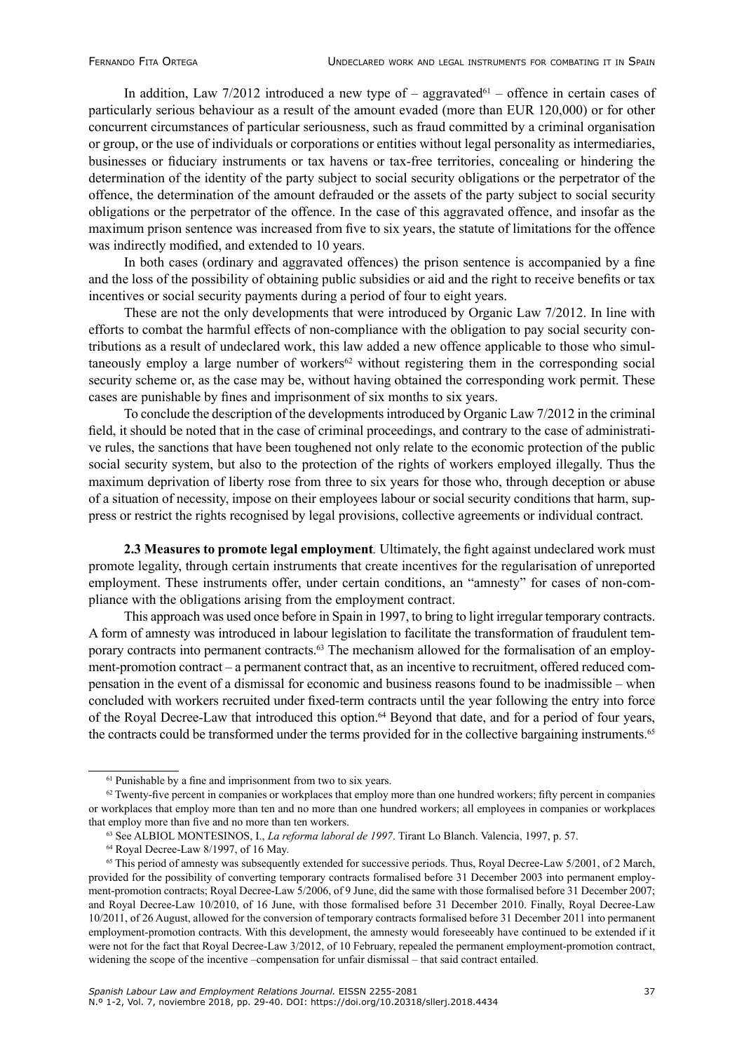In addition, Law 7/2012 introduced a new type of – aggravated[61] – offence in certain cases of particularly serious behaviour as a result of the amount evaded (more than EUR 120,000) or for other concurrent circumstances of particular seriousness, such as fraud committed by a criminal organisation or group, or the use of individuals or corporations or entities without legal personality as intermediaries, businesses or fiduciary instruments or tax havens or tax-free territories, concealing or hindering the determination of the identity of the party subject to social security obligations or the perpetrator of the offence, the determination of the amount defrauded or the assets of the party subject to social security obligations or the perpetrator of the offence. In the case of this aggravated offence, and insofar as the maximum prison sentence was increased from five to six years, the statute of limitations for the offence was indirectly modified, and extended to 10 years.

In both cases (ordinary and aggravated offences) the prison sentence is accompanied by a fine and the loss of the possibility of obtaining public subsidies or aid and the right to receive benefits or tax incentives or social security payments during a period of four to eight years.

These are not the only developments that were introduced by Organic Law 7/2012. In line with efforts to combat the harmful effects of non-compliance with the obligation to pay social security contributions as a result of undeclared work, this law added a new offence applicable to those who simultaneously employ a large number of workers[62] without registering them in the corresponding social security scheme or, as the case may be, without having obtained the corresponding work permit. These cases are punishable by fines and imprisonment of six months to six years.

To conclude the description of the developments introduced by Organic Law 7/2012 in the criminal field, it should be noted that in the case of criminal proceedings, and contrary to the case of administrative rules, the sanctions that have been toughened not only relate to the economic protection of the public social security system, but also to the protection of the rights of workers employed illegally. Thus the maximum deprivation of liberty rose from three to six years for those who, through deception or abuse of a situation of necessity, impose on their employees labour or social security conditions that harm, suppress or restrict the rights recognised by legal provisions, collective agreements or individual contract.

**2.3 Measures to promote legal employment**. Ultimately, the fight against undeclared work must promote legality, through certain instruments that create incentives for the regularisation of unreported employment. These instruments offer, under certain conditions, an "amnesty" for cases of non-compliance with the obligations arising from the employment contract.

This approach was used once before in Spain in 1997, to bring to light irregular temporary contracts. A form of amnesty was introduced in labour legislation to facilitate the transformation of fraudulent temporary contracts into permanent contracts.[63] The mechanism allowed for the formalisation of an employment-promotion contract – a permanent contract that, as an incentive to recruitment, offered reduced compensation in the event of a dismissal for economic and business reasons found to be inadmissible – when concluded with workers recruited under fixed-term contracts until the year following the entry into force of the Royal Decree-Law that introduced this option.[64] Beyond that date, and for a period of four years, the contracts could be transformed under the terms provided for in the collective bargaining instruments.[65]

---

[61] Punishable by a fine and imprisonment from two to six years.

[62] Twenty-five percent in companies or workplaces that employ more than one hundred workers; fifty percent in companies or workplaces that employ more than ten and no more than one hundred workers; all employees in companies or workplaces that employ more than five and no more than ten workers.

[63] See ALBIOL MONTESINOS, I., *La reforma laboral de 1997*. Tirant Lo Blanch. Valencia, 1997, p. 57.

[64] Royal Decree-Law 8/1997, of 16 May.

[65] This period of amnesty was subsequently extended for successive periods. Thus, Royal Decree-Law 5/2001, of 2 March, provided for the possibility of converting temporary contracts formalised before 31 December 2003 into permanent employment-promotion contracts; Royal Decree-Law 5/2006, of 9 June, did the same with those formalised before 31 December 2007; and Royal Decree-Law 10/2010, of 16 June, with those formalised before 31 December 2010. Finally, Royal Decree-Law 10/2011, of 26 August, allowed for the conversion of temporary contracts formalised before 31 December 2011 into permanent employment-promotion contracts. With this development, the amnesty would foreseeably have continued to be extended if it were not for the fact that Royal Decree-Law 3/2012, of 10 February, repealed the permanent employment-promotion contract, widening the scope of the incentive –compensation for unfair dismissal – that said contract entailed.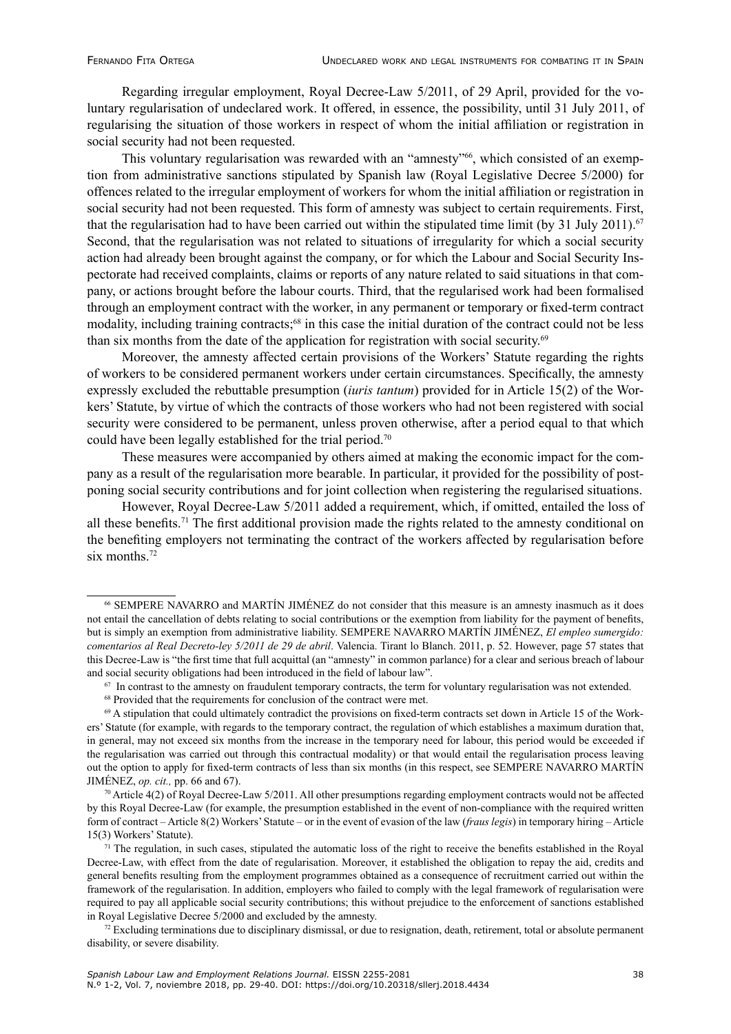Regarding irregular employment, Royal Decree-Law 5/2011, of 29 April, provided for the voluntary regularisation of undeclared work. It offered, in essence, the possibility, until 31 July 2011, of regularising the situation of those workers in respect of whom the initial affiliation or registration in social security had not been requested.

This voluntary regularisation was rewarded with an "amnesty"[66], which consisted of an exemption from administrative sanctions stipulated by Spanish law (Royal Legislative Decree 5/2000) for offences related to the irregular employment of workers for whom the initial affiliation or registration in social security had not been requested. This form of amnesty was subject to certain requirements. First, that the regularisation had to have been carried out within the stipulated time limit (by 31 July 2011).[67] Second, that the regularisation was not related to situations of irregularity for which a social security action had already been brought against the company, or for which the Labour and Social Security Inspectorate had received complaints, claims or reports of any nature related to said situations in that company, or actions brought before the labour courts. Third, that the regularised work had been formalised through an employment contract with the worker, in any permanent or temporary or fixed-term contract modality, including training contracts;[68] in this case the initial duration of the contract could not be less than six months from the date of the application for registration with social security.[69]

Moreover, the amnesty affected certain provisions of the Workers' Statute regarding the rights of workers to be considered permanent workers under certain circumstances. Specifically, the amnesty expressly excluded the rebuttable presumption (*iuris tantum*) provided for in Article 15(2) of the Workers' Statute, by virtue of which the contracts of those workers who had not been registered with social security were considered to be permanent, unless proven otherwise, after a period equal to that which could have been legally established for the trial period.[70]

These measures were accompanied by others aimed at making the economic impact for the company as a result of the regularisation more bearable. In particular, it provided for the possibility of postponing social security contributions and for joint collection when registering the regularised situations.

However, Royal Decree-Law 5/2011 added a requirement, which, if omitted, entailed the loss of all these benefits.[71] The first additional provision made the rights related to the amnesty conditional on the benefiting employers not terminating the contract of the workers affected by regularisation before six months.[72]

---

[66] SEMPERE NAVARRO and MARTÍN JIMÉNEZ do not consider that this measure is an amnesty inasmuch as it does not entail the cancellation of debts relating to social contributions or the exemption from liability for the payment of benefits, but is simply an exemption from administrative liability. SEMPERE NAVARRO MARTÍN JIMÉNEZ, *El empleo sumergido: comentarios al Real Decreto-ley 5/2011 de 29 de abril*. Valencia. Tirant lo Blanch. 2011, p. 52. However, page 57 states that this Decree-Law is "the first time that full acquittal (an "amnesty" in common parlance) for a clear and serious breach of labour and social security obligations had been introduced in the field of labour law".

[67] In contrast to the amnesty on fraudulent temporary contracts, the term for voluntary regularisation was not extended.

[68] Provided that the requirements for conclusion of the contract were met.

[69] A stipulation that could ultimately contradict the provisions on fixed-term contracts set down in Article 15 of the Workers' Statute (for example, with regards to the temporary contract, the regulation of which establishes a maximum duration that, in general, may not exceed six months from the increase in the temporary need for labour, this period would be exceeded if the regularisation was carried out through this contractual modality) or that would entail the regularisation process leaving out the option to apply for fixed-term contracts of less than six months (in this respect, see SEMPERE NAVARRO MARTÍN JIMÉNEZ, *op. cit.,* pp. 66 and 67).

[70] Article 4(2) of Royal Decree-Law 5/2011. All other presumptions regarding employment contracts would not be affected by this Royal Decree-Law (for example, the presumption established in the event of non-compliance with the required written form of contract – Article 8(2) Workers' Statute – or in the event of evasion of the law (*fraus legis*) in temporary hiring – Article 15(3) Workers' Statute).

[71] The regulation, in such cases, stipulated the automatic loss of the right to receive the benefits established in the Royal Decree-Law, with effect from the date of regularisation. Moreover, it established the obligation to repay the aid, credits and general benefits resulting from the employment programmes obtained as a consequence of recruitment carried out within the framework of the regularisation. In addition, employers who failed to comply with the legal framework of regularisation were required to pay all applicable social security contributions; this without prejudice to the enforcement of sanctions established in Royal Legislative Decree 5/2000 and excluded by the amnesty.

[72] Excluding terminations due to disciplinary dismissal, or due to resignation, death, retirement, total or absolute permanent disability, or severe disability.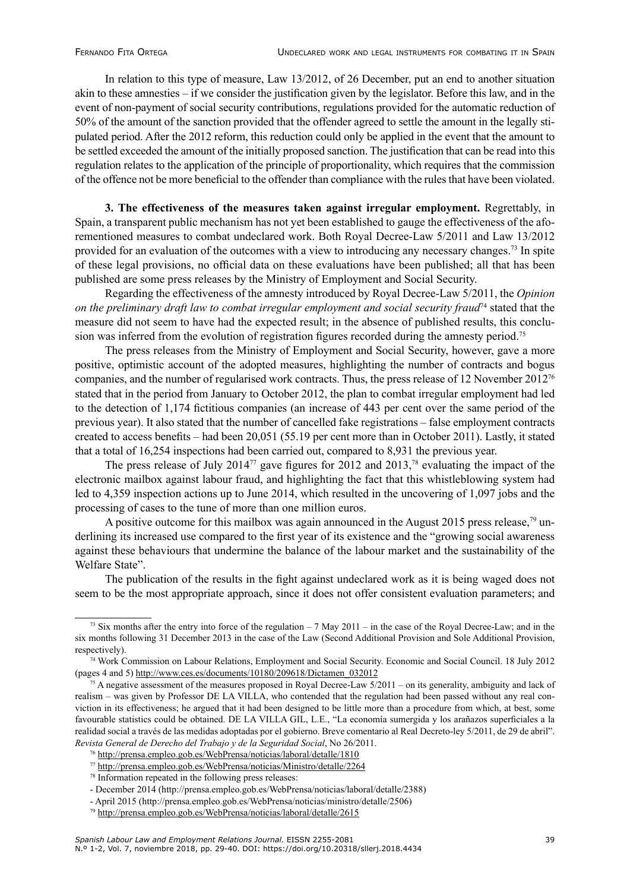In relation to this type of measure, Law 13/2012, of 26 December, put an end to another situation akin to these amnesties – if we consider the justification given by the legislator. Before this law, and in the event of non-payment of social security contributions, regulations provided for the automatic reduction of 50% of the amount of the sanction provided that the offender agreed to settle the amount in the legally stipulated period. After the 2012 reform, this reduction could only be applied in the event that the amount to be settled exceeded the amount of the initially proposed sanction. The justification that can be read into this regulation relates to the application of the principle of proportionality, which requires that the commission of the offence not be more beneficial to the offender than compliance with the rules that have been violated.

**3. The effectiveness of the measures taken against irregular employment.** Regrettably, in Spain, a transparent public mechanism has not yet been established to gauge the effectiveness of the aforementioned measures to combat undeclared work. Both Royal Decree-Law 5/2011 and Law 13/2012 provided for an evaluation of the outcomes with a view to introducing any necessary changes.[73] In spite of these legal provisions, no official data on these evaluations have been published; all that has been published are some press releases by the Ministry of Employment and Social Security.

Regarding the effectiveness of the amnesty introduced by Royal Decree-Law 5/2011, the *Opinion on the preliminary draft law to combat irregular employment and social security fraud*[74] stated that the measure did not seem to have had the expected result; in the absence of published results, this conclusion was inferred from the evolution of registration figures recorded during the amnesty period.[75]

The press releases from the Ministry of Employment and Social Security, however, gave a more positive, optimistic account of the adopted measures, highlighting the number of contracts and bogus companies, and the number of regularised work contracts. Thus, the press release of 12 November 2012[76] stated that in the period from January to October 2012, the plan to combat irregular employment had led to the detection of 1,174 fictitious companies (an increase of 443 per cent over the same period of the previous year). It also stated that the number of cancelled fake registrations – false employment contracts created to access benefits – had been 20,051 (55.19 per cent more than in October 2011). Lastly, it stated that a total of 16,254 inspections had been carried out, compared to 8,931 the previous year.

The press release of July 2014[77] gave figures for 2012 and 2013,[78] evaluating the impact of the electronic mailbox against labour fraud, and highlighting the fact that this whistleblowing system had led to 4,359 inspection actions up to June 2014, which resulted in the uncovering of 1,097 jobs and the processing of cases to the tune of more than one million euros.

A positive outcome for this mailbox was again announced in the August 2015 press release,[79] underlining its increased use compared to the first year of its existence and the "growing social awareness against these behaviours that undermine the balance of the labour market and the sustainability of the Welfare State".

The publication of the results in the fight against undeclared work as it is being waged does not seem to be the most appropriate approach, since it does not offer consistent evaluation parameters; and

---

[73] Six months after the entry into force of the regulation – 7 May 2011 – in the case of the Royal Decree-Law; and in the six months following 31 December 2013 in the case of the Law (Second Additional Provision and Sole Additional Provision, respectively).

[74] Work Commission on Labour Relations, Employment and Social Security. Economic and Social Council. 18 July 2012 (pages 4 and 5) http://www.ces.es/documents/10180/209618/Dictamen_032012

[75] A negative assessment of the measures proposed in Royal Decree-Law 5/2011 – on its generality, ambiguity and lack of realism – was given by Professor DE LA VILLA, who contended that the regulation had been passed without any real conviction in its effectiveness; he argued that it had been designed to be little more than a procedure from which, at best, some favourable statistics could be obtained. DE LA VILLA GIL, L.E., "La economía sumergida y los arañazos superficiales a la realidad social a través de las medidas adoptadas por el gobierno. Breve comentario al Real Decreto-ley 5/2011, de 29 de abril". *Revista General de Derecho del Trabajo y de la Seguridad Social*, No 26/2011.

[76] http://prensa.empleo.gob.es/WebPrensa/noticias/laboral/detalle/1810

[77] http://prensa.empleo.gob.es/WebPrensa/noticias/Ministro/detalle/2264

[78] Information repeated in the following press releases:

- December 2014 (http://prensa.empleo.gob.es/WebPrensa/noticias/laboral/detalle/2388)
- April 2015 (http://prensa.empleo.gob.es/WebPrensa/noticias/ministro/detalle/2506)

[79] http://prensa.empleo.gob.es/WebPrensa/noticias/laboral/detalle/2615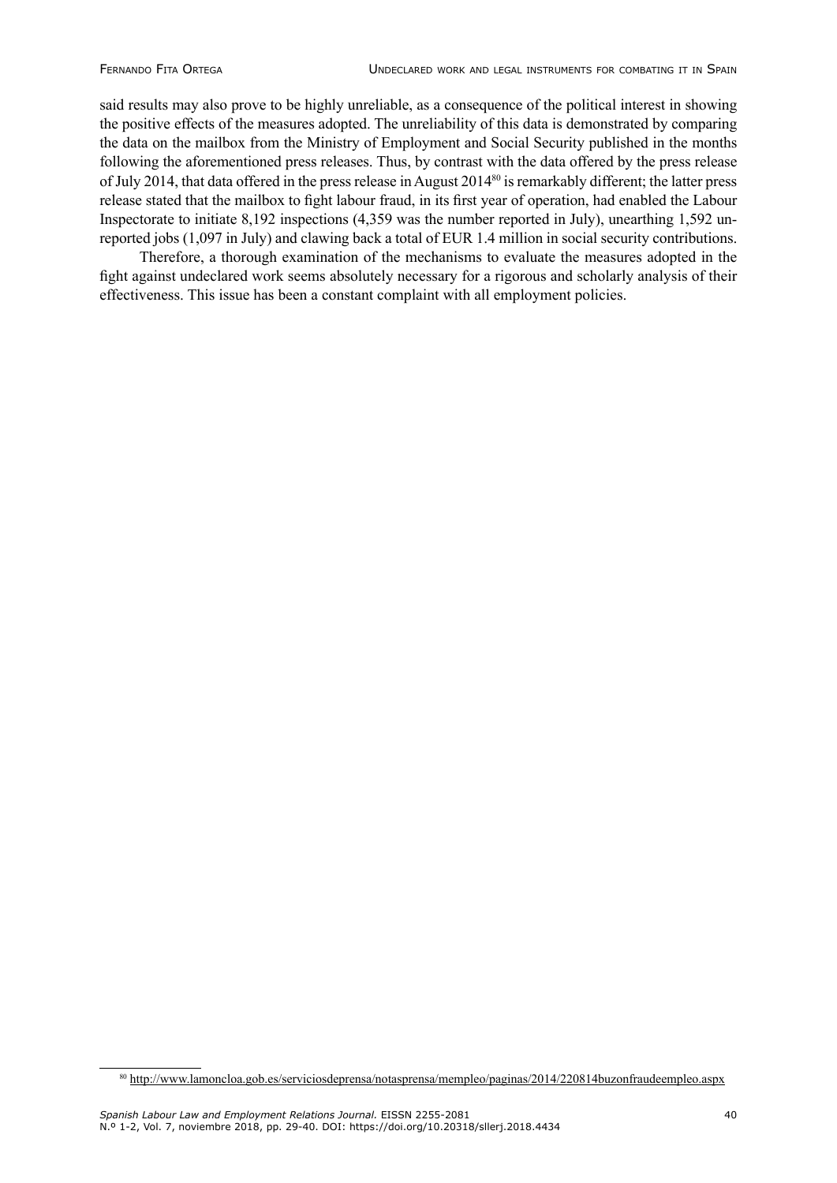said results may also prove to be highly unreliable, as a consequence of the political interest in showing the positive effects of the measures adopted. The unreliability of this data is demonstrated by comparing the data on the mailbox from the Ministry of Employment and Social Security published in the months following the aforementioned press releases. Thus, by contrast with the data offered by the press release of July 2014, that data offered in the press release in August 2014[80] is remarkably different; the latter press release stated that the mailbox to fight labour fraud, in its first year of operation, had enabled the Labour Inspectorate to initiate 8,192 inspections (4,359 was the number reported in July), unearthing 1,592 unreported jobs (1,097 in July) and clawing back a total of EUR 1.4 million in social security contributions.

Therefore, a thorough examination of the mechanisms to evaluate the measures adopted in the fight against undeclared work seems absolutely necessary for a rigorous and scholarly analysis of their effectiveness. This issue has been a constant complaint with all employment policies.

[80] http://www.lamoncloa.gob.es/serviciosdeprensa/notasprensa/mempleo/paginas/2014/220814buzonfraudeempleo.aspx